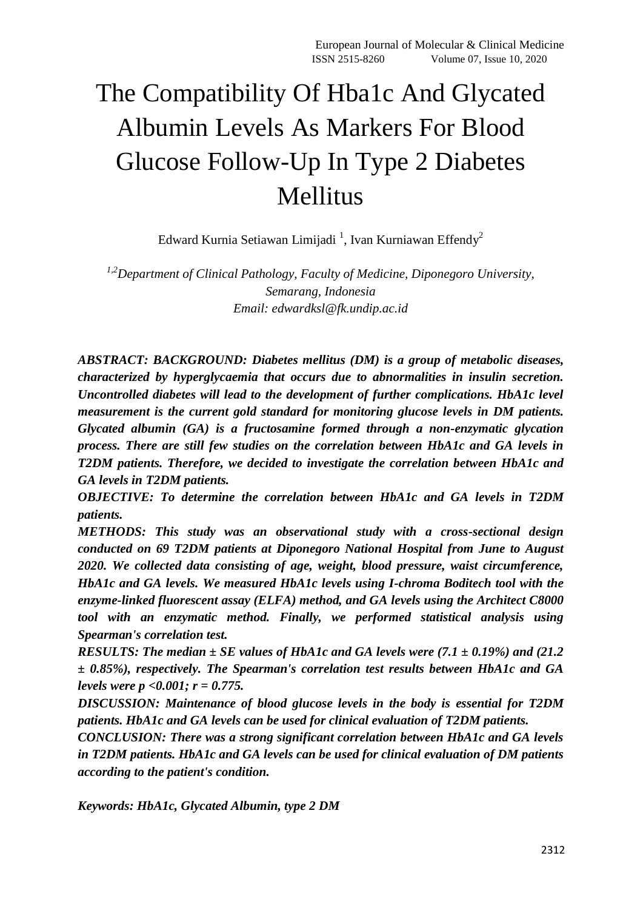# The Compatibility Of Hba1c And Glycated Albumin Levels As Markers For Blood Glucose Follow-Up In Type 2 Diabetes Mellitus

Edward Kurnia Setiawan Limijadi [1], Ivan Kurniawan Effendy[2]

*[1,2]Department of Clinical Pathology, Faculty of Medicine, Diponegoro University, Semarang, Indonesia*
*Email: edwardksl@fk.undip.ac.id*

***ABSTRACT: BACKGROUND: Diabetes mellitus (DM) is a group of metabolic diseases, characterized by hyperglycaemia that occurs due to abnormalities in insulin secretion. Uncontrolled diabetes will lead to the development of further complications. HbA1c level measurement is the current gold standard for monitoring glucose levels in DM patients. Glycated albumin (GA) is a fructosamine formed through a non-enzymatic glycation process. There are still few studies on the correlation between HbA1c and GA levels in T2DM patients. Therefore, we decided to investigate the correlation between HbA1c and GA levels in T2DM patients.***

***OBJECTIVE: To determine the correlation between HbA1c and GA levels in T2DM patients.***

***METHODS: This study was an observational study with a cross-sectional design conducted on 69 T2DM patients at Diponegoro National Hospital from June to August 2020. We collected data consisting of age, weight, blood pressure, waist circumference, HbA1c and GA levels. We measured HbA1c levels using I-chroma Boditech tool with the enzyme-linked fluorescent assay (ELFA) method, and GA levels using the Architect C8000 tool with an enzymatic method. Finally, we performed statistical analysis using Spearman's correlation test.***

***RESULTS: The median ± SE values of HbA1c and GA levels were (7.1 ± 0.19%) and (21.2 ± 0.85%), respectively. The Spearman's correlation test results between HbA1c and GA levels were $p < 0.001$; $r = 0.775$.***

***DISCUSSION: Maintenance of blood glucose levels in the body is essential for T2DM patients. HbA1c and GA levels can be used for clinical evaluation of T2DM patients.***

***CONCLUSION: There was a strong significant correlation between HbA1c and GA levels in T2DM patients. HbA1c and GA levels can be used for clinical evaluation of DM patients according to the patient's condition.***

***Keywords: HbA1c, Glycated Albumin, type 2 DM***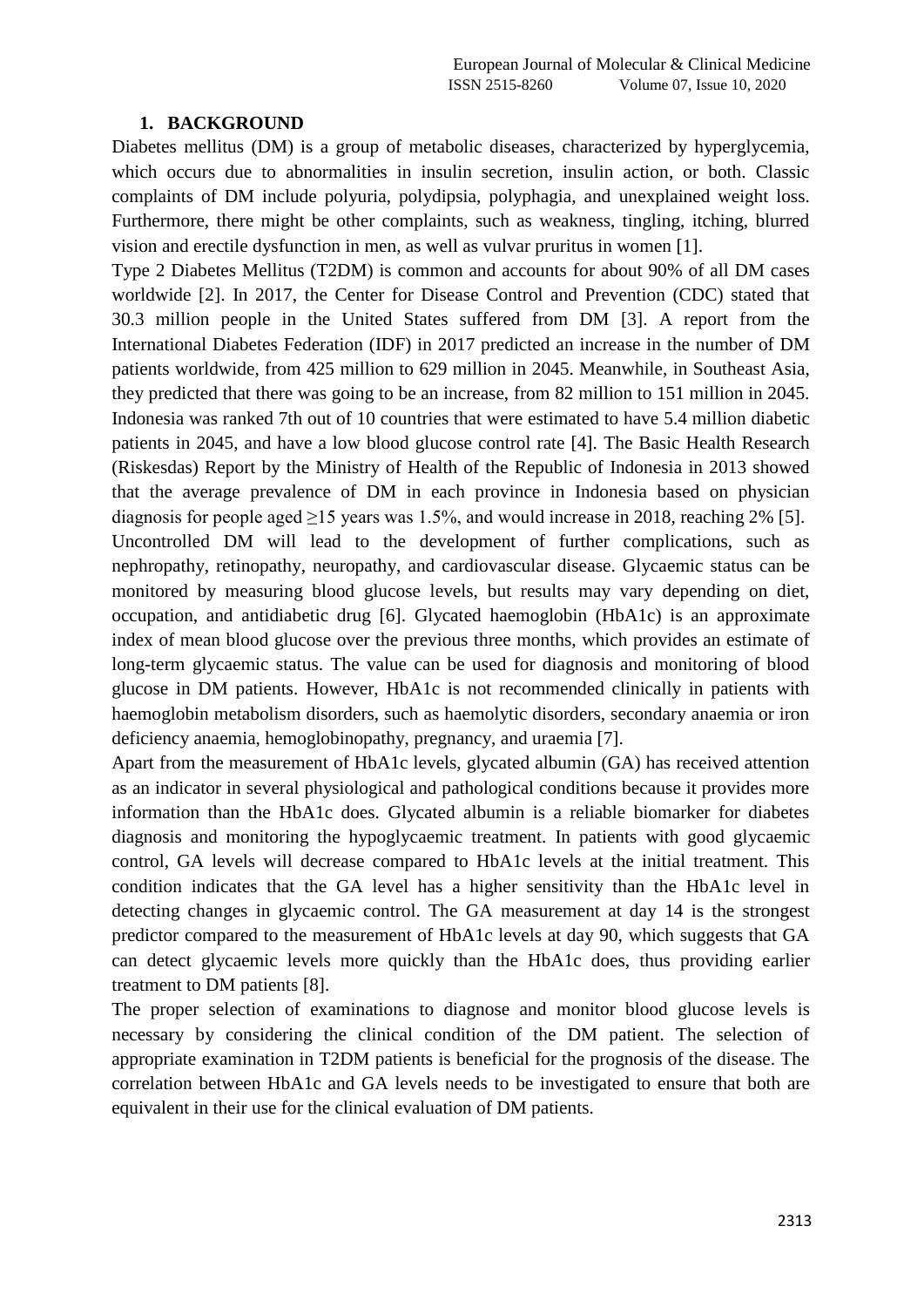## 1. BACKGROUND

Diabetes mellitus (DM) is a group of metabolic diseases, characterized by hyperglycemia, which occurs due to abnormalities in insulin secretion, insulin action, or both. Classic complaints of DM include polyuria, polydipsia, polyphagia, and unexplained weight loss. Furthermore, there might be other complaints, such as weakness, tingling, itching, blurred vision and erectile dysfunction in men, as well as vulvar pruritus in women [1].

Type 2 Diabetes Mellitus (T2DM) is common and accounts for about 90% of all DM cases worldwide [2]. In 2017, the Center for Disease Control and Prevention (CDC) stated that 30.3 million people in the United States suffered from DM [3]. A report from the International Diabetes Federation (IDF) in 2017 predicted an increase in the number of DM patients worldwide, from 425 million to 629 million in 2045. Meanwhile, in Southeast Asia, they predicted that there was going to be an increase, from 82 million to 151 million in 2045. Indonesia was ranked 7th out of 10 countries that were estimated to have 5.4 million diabetic patients in 2045, and have a low blood glucose control rate [4]. The Basic Health Research (Riskesdas) Report by the Ministry of Health of the Republic of Indonesia in 2013 showed that the average prevalence of DM in each province in Indonesia based on physician diagnosis for people aged ≥15 years was 1.5%, and would increase in 2018, reaching 2% [5].

Uncontrolled DM will lead to the development of further complications, such as nephropathy, retinopathy, neuropathy, and cardiovascular disease. Glycaemic status can be monitored by measuring blood glucose levels, but results may vary depending on diet, occupation, and antidiabetic drug [6]. Glycated haemoglobin (HbA1c) is an approximate index of mean blood glucose over the previous three months, which provides an estimate of long-term glycaemic status. The value can be used for diagnosis and monitoring of blood glucose in DM patients. However, HbA1c is not recommended clinically in patients with haemoglobin metabolism disorders, such as haemolytic disorders, secondary anaemia or iron deficiency anaemia, hemoglobinopathy, pregnancy, and uraemia [7].

Apart from the measurement of HbA1c levels, glycated albumin (GA) has received attention as an indicator in several physiological and pathological conditions because it provides more information than the HbA1c does. Glycated albumin is a reliable biomarker for diabetes diagnosis and monitoring the hypoglycaemic treatment. In patients with good glycaemic control, GA levels will decrease compared to HbA1c levels at the initial treatment. This condition indicates that the GA level has a higher sensitivity than the HbA1c level in detecting changes in glycaemic control. The GA measurement at day 14 is the strongest predictor compared to the measurement of HbA1c levels at day 90, which suggests that GA can detect glycaemic levels more quickly than the HbA1c does, thus providing earlier treatment to DM patients [8].

The proper selection of examinations to diagnose and monitor blood glucose levels is necessary by considering the clinical condition of the DM patient. The selection of appropriate examination in T2DM patients is beneficial for the prognosis of the disease. The correlation between HbA1c and GA levels needs to be investigated to ensure that both are equivalent in their use for the clinical evaluation of DM patients.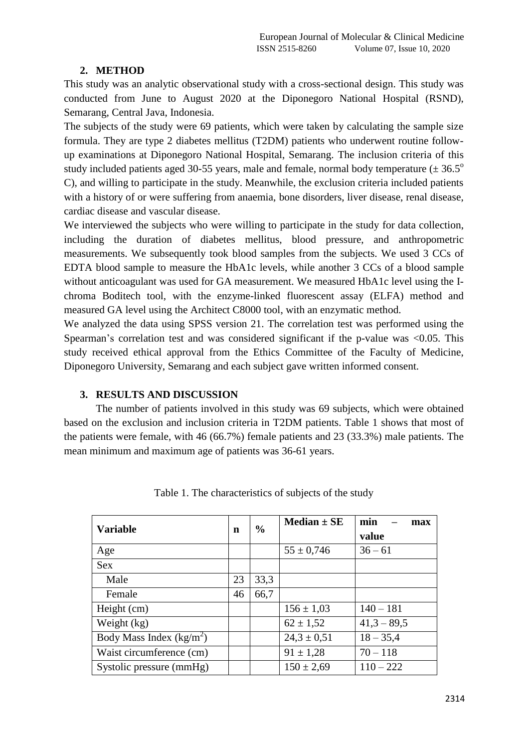## 2. METHOD

This study was an analytic observational study with a cross-sectional design. This study was conducted from June to August 2020 at the Diponegoro National Hospital (RSND), Semarang, Central Java, Indonesia.

The subjects of the study were 69 patients, which were taken by calculating the sample size formula. They are type 2 diabetes mellitus (T2DM) patients who underwent routine follow-up examinations at Diponegoro National Hospital, Semarang. The inclusion criteria of this study included patients aged 30-55 years, male and female, normal body temperature ($\pm$ 36.5$^{o}$ C), and willing to participate in the study. Meanwhile, the exclusion criteria included patients with a history of or were suffering from anaemia, bone disorders, liver disease, renal disease, cardiac disease and vascular disease.

We interviewed the subjects who were willing to participate in the study for data collection, including the duration of diabetes mellitus, blood pressure, and anthropometric measurements. We subsequently took blood samples from the subjects. We used 3 CCs of EDTA blood sample to measure the HbA1c levels, while another 3 CCs of a blood sample without anticoagulant was used for GA measurement. We measured HbA1c level using the I-chroma Boditech tool, with the enzyme-linked fluorescent assay (ELFA) method and measured GA level using the Architect C8000 tool, with an enzymatic method.

We analyzed the data using SPSS version 21. The correlation test was performed using the Spearman's correlation test and was considered significant if the p-value was <0.05. This study received ethical approval from the Ethics Committee of the Faculty of Medicine, Diponegoro University, Semarang and each subject gave written informed consent.

## 3. RESULTS AND DISCUSSION

The number of patients involved in this study was 69 subjects, which were obtained based on the exclusion and inclusion criteria in T2DM patients. Table 1 shows that most of the patients were female, with 46 (66.7%) female patients and 23 (33.3%) male patients. The mean minimum and maximum age of patients was 36-61 years.

Table 1. The characteristics of subjects of the study

| Variable | n | % | Median ± SE | min – max value |
|---|---|---|---|---|
| Age | | | 55 ± 0,746 | 36 – 61 |
| Sex | | | | |
| Male | 23 | 33,3 | | |
| Female | 46 | 66,7 | | |
| Height (cm) | | | 156 ± 1,03 | 140 – 181 |
| Weight (kg) | | | 62 ± 1,52 | 41,3 – 89,5 |
| Body Mass Index ($kg/m^2$) | | | 24,3 ± 0,51 | 18 – 35,4 |
| Waist circumference (cm) | | | 91 ± 1,28 | 70 – 118 |
| Systolic pressure (mmHg) | | | 150 ± 2,69 | 110 – 222 |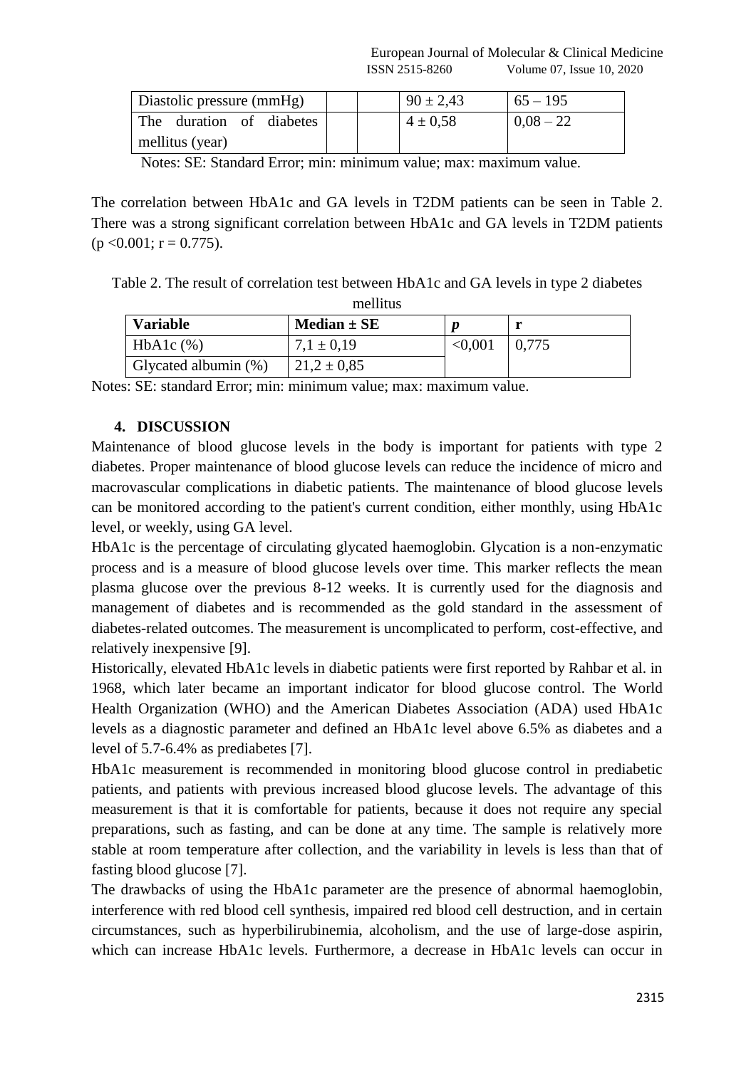| Diastolic pressure (mmHg) | | | $90 \pm 2{,}43$ | 65 – 195 |
|---|---|---|---|---|
| The duration of diabetes mellitus (year) | | | $4 \pm 0{,}58$ | 0,08 – 22 |

Notes: SE: Standard Error; min: minimum value; max: maximum value.

The correlation between HbA1c and GA levels in T2DM patients can be seen in Table 2. There was a strong significant correlation between HbA1c and GA levels in T2DM patients ($p < 0.001$; $r = 0.775$).

Table 2. The result of correlation test between HbA1c and GA levels in type 2 diabetes mellitus

| **Variable** | **Median ± SE** | ***p*** | **r** |
|---|---|---|---|
| HbA1c (%) | $7{,}1 \pm 0{,}19$ | <0,001 | 0,775 |
| Glycated albumin (%) | $21{,}2 \pm 0{,}85$ | | |

Notes: SE: standard Error; min: minimum value; max: maximum value.

## 4. DISCUSSION

Maintenance of blood glucose levels in the body is important for patients with type 2 diabetes. Proper maintenance of blood glucose levels can reduce the incidence of micro and macrovascular complications in diabetic patients. The maintenance of blood glucose levels can be monitored according to the patient's current condition, either monthly, using HbA1c level, or weekly, using GA level.

HbA1c is the percentage of circulating glycated haemoglobin. Glycation is a non-enzymatic process and is a measure of blood glucose levels over time. This marker reflects the mean plasma glucose over the previous 8-12 weeks. It is currently used for the diagnosis and management of diabetes and is recommended as the gold standard in the assessment of diabetes-related outcomes. The measurement is uncomplicated to perform, cost-effective, and relatively inexpensive [9].

Historically, elevated HbA1c levels in diabetic patients were first reported by Rahbar et al. in 1968, which later became an important indicator for blood glucose control. The World Health Organization (WHO) and the American Diabetes Association (ADA) used HbA1c levels as a diagnostic parameter and defined an HbA1c level above 6.5% as diabetes and a level of 5.7-6.4% as prediabetes [7].

HbA1c measurement is recommended in monitoring blood glucose control in prediabetic patients, and patients with previous increased blood glucose levels. The advantage of this measurement is that it is comfortable for patients, because it does not require any special preparations, such as fasting, and can be done at any time. The sample is relatively more stable at room temperature after collection, and the variability in levels is less than that of fasting blood glucose [7].

The drawbacks of using the HbA1c parameter are the presence of abnormal haemoglobin, interference with red blood cell synthesis, impaired red blood cell destruction, and in certain circumstances, such as hyperbilirubinemia, alcoholism, and the use of large-dose aspirin, which can increase HbA1c levels. Furthermore, a decrease in HbA1c levels can occur in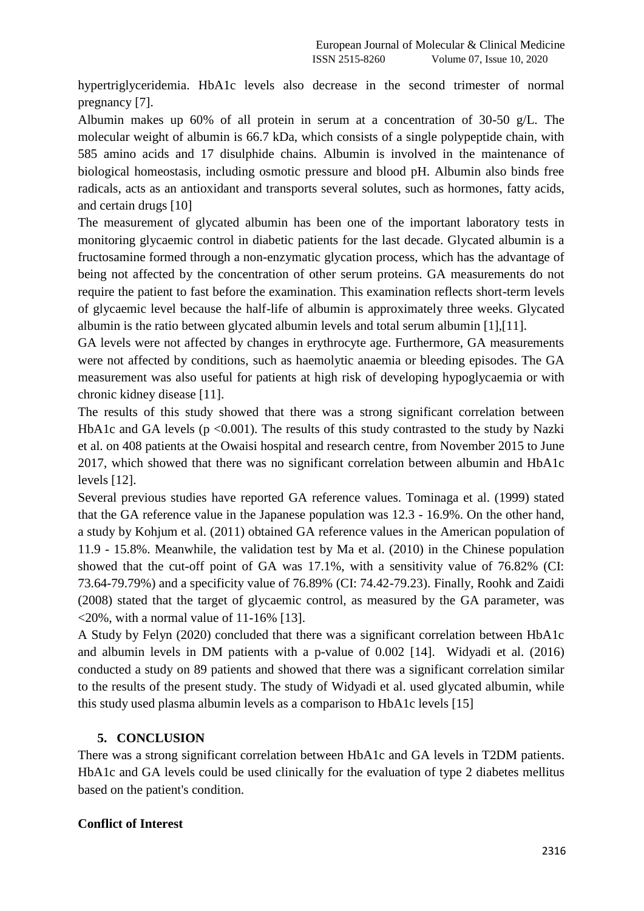hypertriglyceridemia. HbA1c levels also decrease in the second trimester of normal pregnancy [7].

Albumin makes up 60% of all protein in serum at a concentration of 30-50 g/L. The molecular weight of albumin is 66.7 kDa, which consists of a single polypeptide chain, with 585 amino acids and 17 disulphide chains. Albumin is involved in the maintenance of biological homeostasis, including osmotic pressure and blood pH. Albumin also binds free radicals, acts as an antioxidant and transports several solutes, such as hormones, fatty acids, and certain drugs [10]

The measurement of glycated albumin has been one of the important laboratory tests in monitoring glycaemic control in diabetic patients for the last decade. Glycated albumin is a fructosamine formed through a non-enzymatic glycation process, which has the advantage of being not affected by the concentration of other serum proteins. GA measurements do not require the patient to fast before the examination. This examination reflects short-term levels of glycaemic level because the half-life of albumin is approximately three weeks. Glycated albumin is the ratio between glycated albumin levels and total serum albumin [1],[11].

GA levels were not affected by changes in erythrocyte age. Furthermore, GA measurements were not affected by conditions, such as haemolytic anaemia or bleeding episodes. The GA measurement was also useful for patients at high risk of developing hypoglycaemia or with chronic kidney disease [11].

The results of this study showed that there was a strong significant correlation between HbA1c and GA levels ($p < 0.001$). The results of this study contrasted to the study by Nazki et al. on 408 patients at the Owaisi hospital and research centre, from November 2015 to June 2017, which showed that there was no significant correlation between albumin and HbA1c levels [12].

Several previous studies have reported GA reference values. Tominaga et al. (1999) stated that the GA reference value in the Japanese population was 12.3 - 16.9%. On the other hand, a study by Kohjum et al. (2011) obtained GA reference values in the American population of 11.9 - 15.8%. Meanwhile, the validation test by Ma et al. (2010) in the Chinese population showed that the cut-off point of GA was 17.1%, with a sensitivity value of 76.82% (CI: 73.64-79.79%) and a specificity value of 76.89% (CI: 74.42-79.23). Finally, Roohk and Zaidi (2008) stated that the target of glycaemic control, as measured by the GA parameter, was <20%, with a normal value of 11-16% [13].

A Study by Felyn (2020) concluded that there was a significant correlation between HbA1c and albumin levels in DM patients with a p-value of 0.002 [14]. Widyadi et al. (2016) conducted a study on 89 patients and showed that there was a significant correlation similar to the results of the present study. The study of Widyadi et al. used glycated albumin, while this study used plasma albumin levels as a comparison to HbA1c levels [15]

## 5. CONCLUSION

There was a strong significant correlation between HbA1c and GA levels in T2DM patients. HbA1c and GA levels could be used clinically for the evaluation of type 2 diabetes mellitus based on the patient's condition.

**Conflict of Interest**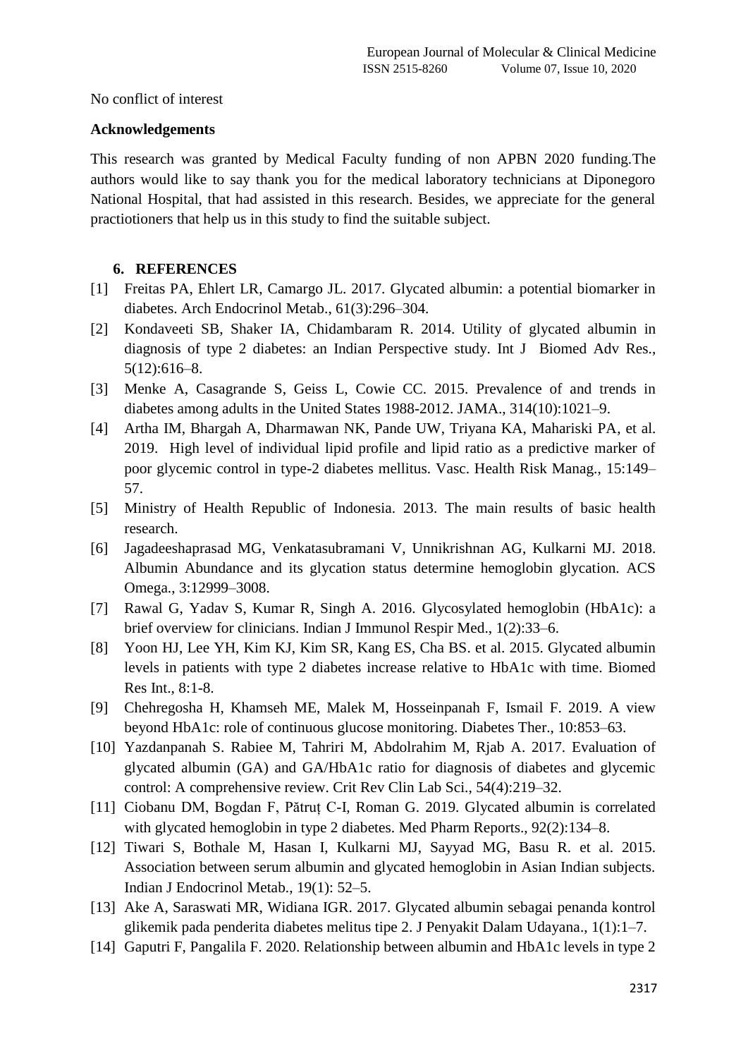No conflict of interest

### Acknowledgements

This research was granted by Medical Faculty funding of non APBN 2020 funding.The authors would like to say thank you for the medical laboratory technicians at Diponegoro National Hospital, that had assisted in this research. Besides, we appreciate for the general practiotioners that help us in this study to find the suitable subject.

## 6. REFERENCES

[1] Freitas PA, Ehlert LR, Camargo JL. 2017. Glycated albumin: a potential biomarker in diabetes. Arch Endocrinol Metab., 61(3):296–304.

[2] Kondaveeti SB, Shaker IA, Chidambaram R. 2014. Utility of glycated albumin in diagnosis of type 2 diabetes: an Indian Perspective study. Int J Biomed Adv Res., 5(12):616–8.

[3] Menke A, Casagrande S, Geiss L, Cowie CC. 2015. Prevalence of and trends in diabetes among adults in the United States 1988-2012. JAMA., 314(10):1021–9.

[4] Artha IM, Bhargah A, Dharmawan NK, Pande UW, Triyana KA, Mahariski PA, et al. 2019. High level of individual lipid profile and lipid ratio as a predictive marker of poor glycemic control in type-2 diabetes mellitus. Vasc. Health Risk Manag., 15:149–57.

[5] Ministry of Health Republic of Indonesia. 2013. The main results of basic health research.

[6] Jagadeeshaprasad MG, Venkatasubramani V, Unnikrishnan AG, Kulkarni MJ. 2018. Albumin Abundance and its glycation status determine hemoglobin glycation. ACS Omega., 3:12999–3008.

[7] Rawal G, Yadav S, Kumar R, Singh A. 2016. Glycosylated hemoglobin (HbA1c): a brief overview for clinicians. Indian J Immunol Respir Med., 1(2):33–6.

[8] Yoon HJ, Lee YH, Kim KJ, Kim SR, Kang ES, Cha BS. et al. 2015. Glycated albumin levels in patients with type 2 diabetes increase relative to HbA1c with time. Biomed Res Int., 8:1-8.

[9] Chehregosha H, Khamseh ME, Malek M, Hosseinpanah F, Ismail F. 2019. A view beyond HbA1c: role of continuous glucose monitoring. Diabetes Ther., 10:853–63.

[10] Yazdanpanah S. Rabiee M, Tahriri M, Abdolrahim M, Rjab A. 2017. Evaluation of glycated albumin (GA) and GA/HbA1c ratio for diagnosis of diabetes and glycemic control: A comprehensive review. Crit Rev Clin Lab Sci., 54(4):219–32.

[11] Ciobanu DM, Bogdan F, Pătruț C-I, Roman G. 2019. Glycated albumin is correlated with glycated hemoglobin in type 2 diabetes. Med Pharm Reports., 92(2):134–8.

[12] Tiwari S, Bothale M, Hasan I, Kulkarni MJ, Sayyad MG, Basu R. et al. 2015. Association between serum albumin and glycated hemoglobin in Asian Indian subjects. Indian J Endocrinol Metab., 19(1): 52–5.

[13] Ake A, Saraswati MR, Widiana IGR. 2017. Glycated albumin sebagai penanda kontrol glikemik pada penderita diabetes melitus tipe 2. J Penyakit Dalam Udayana., 1(1):1–7.

[14] Gaputri F, Pangalila F. 2020. Relationship between albumin and HbA1c levels in type 2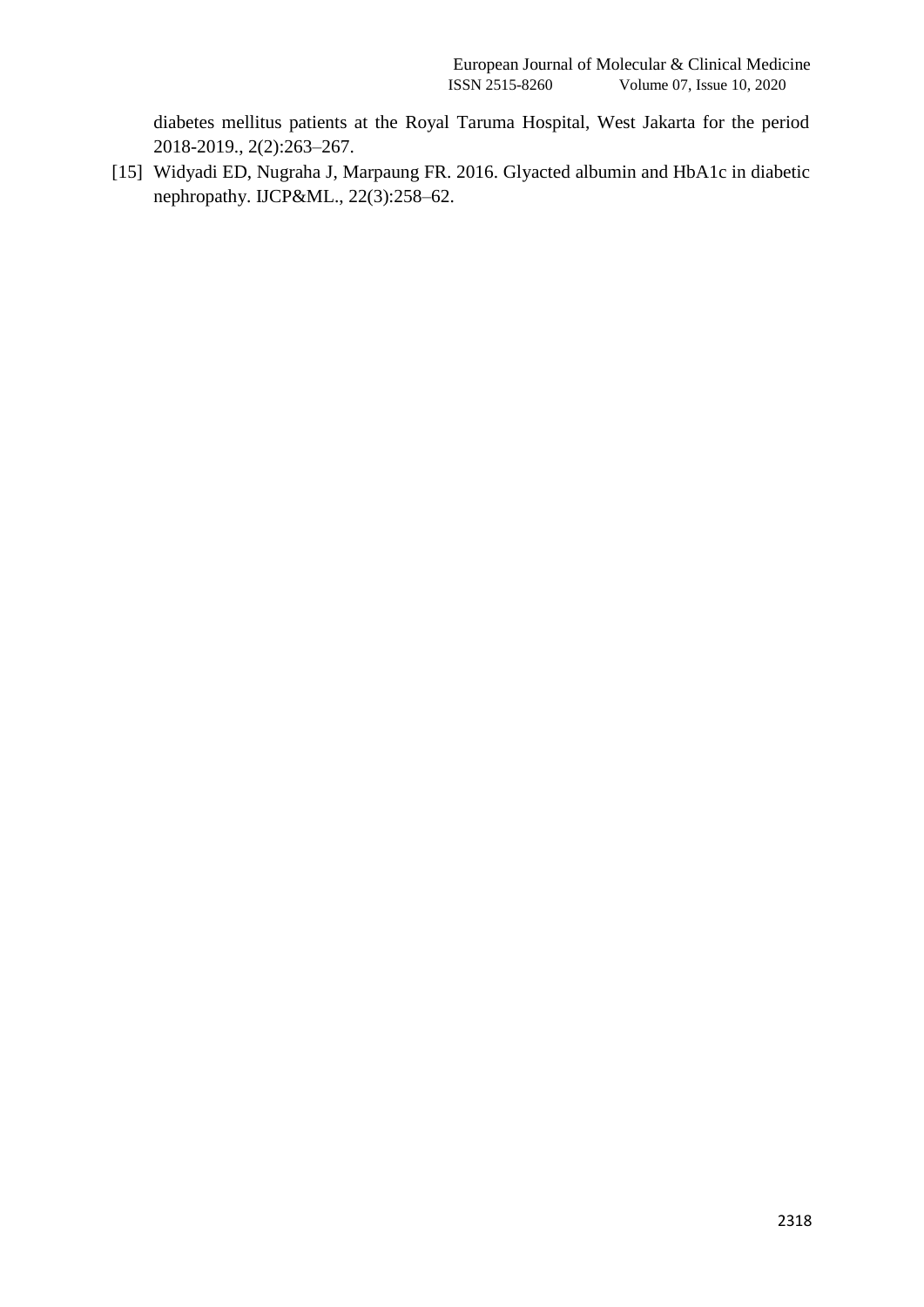diabetes mellitus patients at the Royal Taruma Hospital, West Jakarta for the period 2018-2019., 2(2):263–267.

[15] Widyadi ED, Nugraha J, Marpaung FR. 2016. Glyacted albumin and HbA1c in diabetic nephropathy. IJCP&ML., 22(3):258–62.